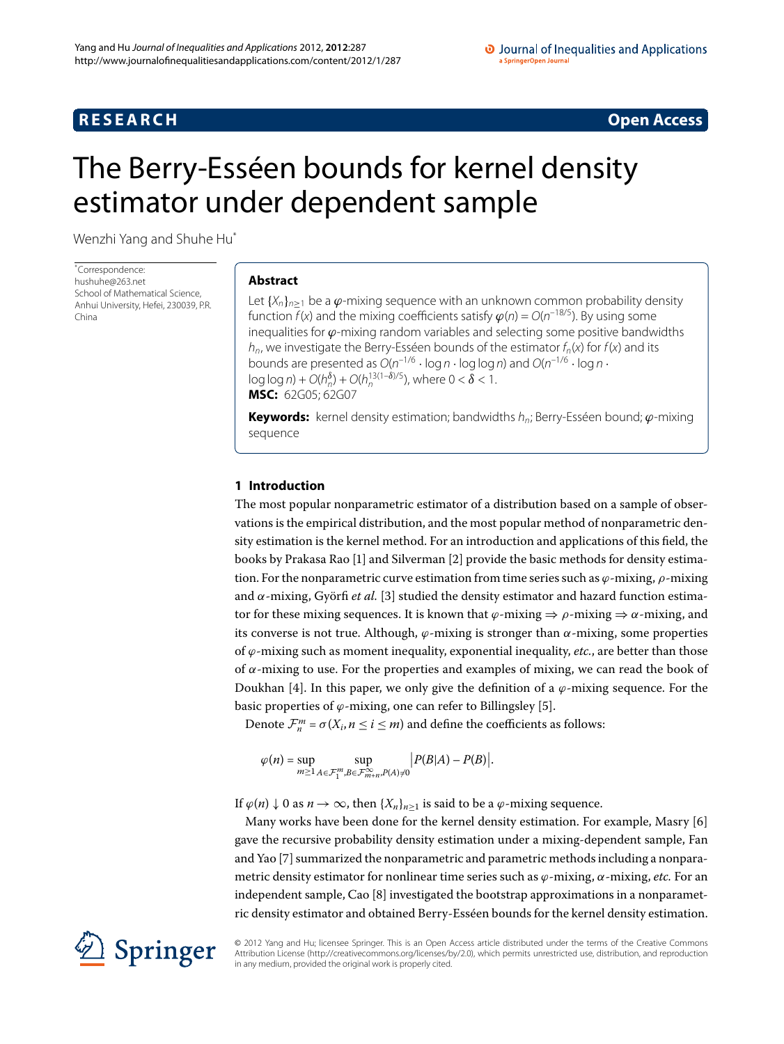RESEARCH Open Access

# The Berry-Esséen bounds for kernel density estimator under dependent sample

Wenzhi Yang and Shuhe Hu*

*Correspondence: hushuhe@263.net
School of Mathematical Science, Anhui University, Hefei, 230039, P.R. China

## Abstract

Let $\{X_n\}_{n\geq 1}$ be a $\varphi$-mixing sequence with an unknown common probability density function $f(x)$ and the mixing coefficients satisfy $\varphi(n) = O(n^{-18/5})$. By using some inequalities for $\varphi$-mixing random variables and selecting some positive bandwidths $h_n$, we investigate the Berry-Esséen bounds of the estimator $f_n(x)$ for $f(x)$ and its bounds are presented as $O(n^{-1/6} \cdot \log n \cdot \log\log n)$ and $O(n^{-1/6} \cdot \log n \cdot \log\log n) + O(h_n^{\delta}) + O(h_n^{13(1-\delta)/5})$, where $0 < \delta < 1$.

**MSC:** 62G05; 62G07

**Keywords:** kernel density estimation; bandwidths $h_n$; Berry-Esséen bound; $\varphi$-mixing sequence

## 1 Introduction

The most popular nonparametric estimator of a distribution based on a sample of observations is the empirical distribution, and the most popular method of nonparametric density estimation is the kernel method. For an introduction and applications of this field, the books by Prakasa Rao [1] and Silverman [2] provide the basic methods for density estimation. For the nonparametric curve estimation from time series such as $\varphi$-mixing, $\rho$-mixing and $\alpha$-mixing, Györfi *et al.* [3] studied the density estimator and hazard function estimator for these mixing sequences. It is known that $\varphi$-mixing $\Rightarrow$ $\rho$-mixing $\Rightarrow$ $\alpha$-mixing, and its converse is not true. Although, $\varphi$-mixing is stronger than $\alpha$-mixing, some properties of $\varphi$-mixing such as moment inequality, exponential inequality, *etc.*, are better than those of $\alpha$-mixing to use. For the properties and examples of mixing, we can read the book of Doukhan [4]. In this paper, we only give the definition of a $\varphi$-mixing sequence. For the basic properties of $\varphi$-mixing, one can refer to Billingsley [5].

Denote $\mathcal{F}_n^m = \sigma(X_i, n \leq i \leq m)$ and define the coefficients as follows:

$$\varphi(n) = \sup_{m\geq 1} \sup_{A\in\mathcal{F}_1^m, B\in\mathcal{F}_{m+n}^{\infty}, P(A)\neq 0} \left|P(B|A) - P(B)\right|.$$

If $\varphi(n) \downarrow 0$ as $n \to \infty$, then $\{X_n\}_{n\geq 1}$ is said to be a $\varphi$-mixing sequence.

Many works have been done for the kernel density estimation. For example, Masry [6] gave the recursive probability density estimation under a mixing-dependent sample, Fan and Yao [7] summarized the nonparametric and parametric methods including a nonparametric density estimator for nonlinear time series such as $\varphi$-mixing, $\alpha$-mixing, *etc.* For an independent sample, Cao [8] investigated the bootstrap approximations in a nonparametric density estimator and obtained Berry-Esséen bounds for the kernel density estimation.

© 2012 Yang and Hu; licensee Springer. This is an Open Access article distributed under the terms of the Creative Commons Attribution License (http://creativecommons.org/licenses/by/2.0), which permits unrestricted use, distribution, and reproduction in any medium, provided the original work is properly cited.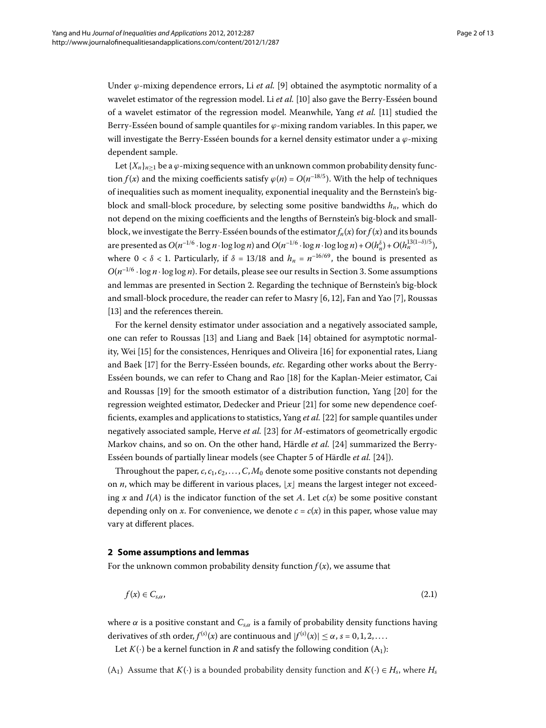Under $\varphi$-mixing dependence errors, Li *et al.* [9] obtained the asymptotic normality of a wavelet estimator of the regression model. Li *et al.* [10] also gave the Berry-Esséen bound of a wavelet estimator of the regression model. Meanwhile, Yang *et al.* [11] studied the Berry-Esséen bound of sample quantiles for $\varphi$-mixing random variables. In this paper, we will investigate the Berry-Esséen bounds for a kernel density estimator under a $\varphi$-mixing dependent sample.

Let $\{X_n\}_{n\geq 1}$ be a $\varphi$-mixing sequence with an unknown common probability density function $f(x)$ and the mixing coefficients satisfy $\varphi(n) = O(n^{-18/5})$. With the help of techniques of inequalities such as moment inequality, exponential inequality and the Bernstein's big-block and small-block procedure, by selecting some positive bandwidths $h_n$, which do not depend on the mixing coefficients and the lengths of Bernstein's big-block and small-block, we investigate the Berry-Esséen bounds of the estimator $f_n(x)$ for $f(x)$ and its bounds are presented as $O(n^{-1/6} \cdot \log n \cdot \log\log n)$ and $O(n^{-1/6} \cdot \log n \cdot \log\log n) + O(h_n^{\delta}) + O(h_n^{13(1-\delta)/5})$, where $0 < \delta < 1$. Particularly, if $\delta = 13/18$ and $h_n = n^{-16/69}$, the bound is presented as $O(n^{-1/6} \cdot \log n \cdot \log\log n)$. For details, please see our results in Section 3. Some assumptions and lemmas are presented in Section 2. Regarding the technique of Bernstein's big-block and small-block procedure, the reader can refer to Masry [6, 12], Fan and Yao [7], Roussas [13] and the references therein.

For the kernel density estimator under association and a negatively associated sample, one can refer to Roussas [13] and Liang and Baek [14] obtained for asymptotic normality, Wei [15] for the consistences, Henriques and Oliveira [16] for exponential rates, Liang and Baek [17] for the Berry-Esséen bounds, *etc.* Regarding other works about the Berry-Esséen bounds, we can refer to Chang and Rao [18] for the Kaplan-Meier estimator, Cai and Roussas [19] for the smooth estimator of a distribution function, Yang [20] for the regression weighted estimator, Dedecker and Prieur [21] for some new dependence coefficients, examples and applications to statistics, Yang *et al.* [22] for sample quantiles under negatively associated sample, Herve *et al.* [23] for $M$-estimators of geometrically ergodic Markov chains, and so on. On the other hand, Härdle *et al.* [24] summarized the Berry-Esséen bounds of partially linear models (see Chapter 5 of Härdle *et al.* [24]).

Throughout the paper, $c, c_1, c_2, \ldots, C, M_0$ denote some positive constants not depending on $n$, which may be different in various places, $\lfloor x \rfloor$ means the largest integer not exceeding $x$ and $I(A)$ is the indicator function of the set $A$. Let $c(x)$ be some positive constant depending only on $x$. For convenience, we denote $c = c(x)$ in this paper, whose value may vary at different places.

## 2 Some assumptions and lemmas

For the unknown common probability density function $f(x)$, we assume that

$$f(x) \in C_{s,\alpha}, \tag{2.1}$$

where $\alpha$ is a positive constant and $C_{s,\alpha}$ is a family of probability density functions having derivatives of $s$th order, $f^{(s)}(x)$ are continuous and $|f^{(s)}(x)| \leq \alpha$, $s = 0, 1, 2, \ldots$.

Let $K(\cdot)$ be a kernel function in $R$ and satisfy the following condition ($A_1$):

($A_1$) Assume that $K(\cdot)$ is a bounded probability density function and $K(\cdot) \in H_s$, where $H_s$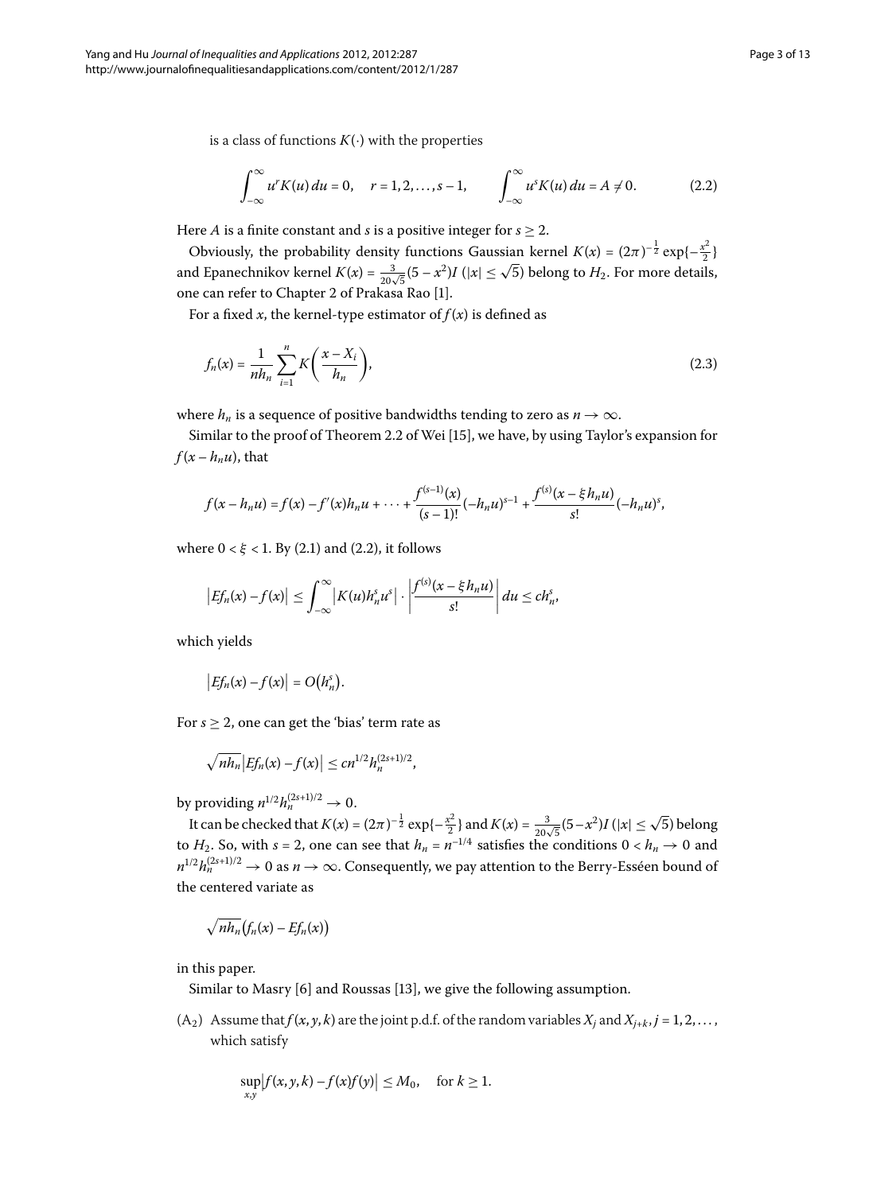is a class of functions $K(\cdot)$ with the properties

$$\int_{-\infty}^{\infty} u^r K(u)\,du = 0, \quad r = 1, 2, \dots, s-1, \qquad \int_{-\infty}^{\infty} u^s K(u)\,du = A \neq 0. \tag{2.2}$$

Here $A$ is a finite constant and $s$ is a positive integer for $s \geq 2$.

Obviously, the probability density functions Gaussian kernel $K(x) = (2\pi)^{-\frac{1}{2}} \exp\{-\frac{x^2}{2}\}$ and Epanechnikov kernel $K(x) = \frac{3}{20\sqrt{5}}(5 - x^2)I\ (|x| \leq \sqrt{5})$ belong to $H_2$. For more details, one can refer to Chapter 2 of Prakasa Rao [1].

For a fixed $x$, the kernel-type estimator of $f(x)$ is defined as

$$f_n(x) = \frac{1}{nh_n} \sum_{i=1}^{n} K\left(\frac{x - X_i}{h_n}\right), \tag{2.3}$$

where $h_n$ is a sequence of positive bandwidths tending to zero as $n \to \infty$.

Similar to the proof of Theorem 2.2 of Wei [15], we have, by using Taylor's expansion for $f(x - h_n u)$, that

$$f(x - h_n u) = f(x) - f'(x)h_n u + \cdots + \frac{f^{(s-1)}(x)}{(s-1)!}(-h_n u)^{s-1} + \frac{f^{(s)}(x - \xi h_n u)}{s!}(-h_n u)^s,$$

where $0 < \xi < 1$. By (2.1) and (2.2), it follows

$$\left|Ef_n(x) - f(x)\right| \leq \int_{-\infty}^{\infty} \left|K(u) h_n^s u^s\right| \cdot \left|\frac{f^{(s)}(x - \xi h_n u)}{s!}\right| du \leq c h_n^s,$$

which yields

$$\left|Ef_n(x) - f(x)\right| = O\left(h_n^s\right).$$

For $s \geq 2$, one can get the 'bias' term rate as

$$\sqrt{nh_n}\left|Ef_n(x) - f(x)\right| \leq c n^{1/2} h_n^{(2s+1)/2},$$

by providing $n^{1/2} h_n^{(2s+1)/2} \to 0$.

It can be checked that $K(x) = (2\pi)^{-\frac{1}{2}} \exp\{-\frac{x^2}{2}\}$ and $K(x) = \frac{3}{20\sqrt{5}}(5 - x^2)I\ (|x| \leq \sqrt{5})$ belong to $H_2$. So, with $s = 2$, one can see that $h_n = n^{-1/4}$ satisfies the conditions $0 < h_n \to 0$ and $n^{1/2} h_n^{(2s+1)/2} \to 0$ as $n \to \infty$. Consequently, we pay attention to the Berry-Esséen bound of the centered variate as

$$\sqrt{nh_n}\left(f_n(x) - Ef_n(x)\right)$$

in this paper.

Similar to Masry [6] and Roussas [13], we give the following assumption.

($A_2$) Assume that $f(x, y, k)$ are the joint p.d.f. of the random variables $X_j$ and $X_{j+k}$, $j = 1, 2, \dots$, which satisfy

$$\sup_{x,y}\left|f(x, y, k) - f(x)f(y)\right| \leq M_0, \quad \text{for } k \geq 1.$$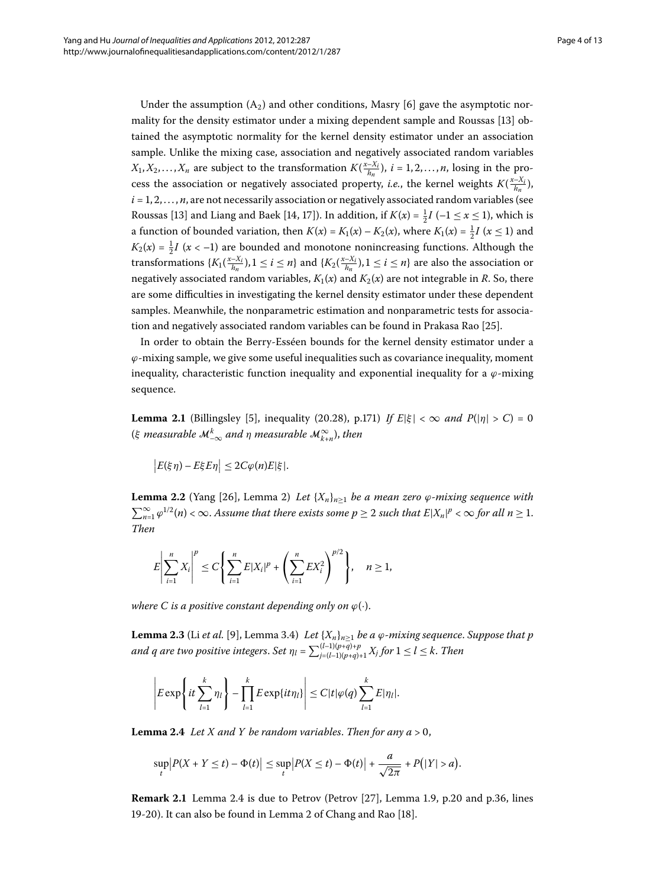Under the assumption $(A_2)$ and other conditions, Masry [6] gave the asymptotic normality for the density estimator under a mixing dependent sample and Roussas [13] obtained the asymptotic normality for the kernel density estimator under an association sample. Unlike the mixing case, association and negatively associated random variables $X_1, X_2, \ldots, X_n$ are subject to the transformation $K(\frac{x-X_i}{h_n})$, $i = 1, 2, \ldots, n$, losing in the process the association or negatively associated property, *i.e.*, the kernel weights $K(\frac{x-X_i}{h_n})$, $i = 1, 2, \ldots, n$, are not necessarily association or negatively associated random variables (see Roussas [13] and Liang and Baek [14, 17]). In addition, if $K(x) = \frac{1}{2}I\ (-1 \le x \le 1)$, which is a function of bounded variation, then $K(x) = K_1(x) - K_2(x)$, where $K_1(x) = \frac{1}{2}I\ (x \le 1)$ and $K_2(x) = \frac{1}{2}I\ (x < -1)$ are bounded and monotone nonincreasing functions. Although the transformations $\{K_1(\frac{x-X_i}{h_n}), 1 \le i \le n\}$ and $\{K_2(\frac{x-X_i}{h_n}), 1 \le i \le n\}$ are also the association or negatively associated random variables, $K_1(x)$ and $K_2(x)$ are not integrable in $R$. So, there are some difficulties in investigating the kernel density estimator under these dependent samples. Meanwhile, the nonparametric estimation and nonparametric tests for association and negatively associated random variables can be found in Prakasa Rao [25].

In order to obtain the Berry-Esséen bounds for the kernel density estimator under a $\varphi$-mixing sample, we give some useful inequalities such as covariance inequality, moment inequality, characteristic function inequality and exponential inequality for a $\varphi$-mixing sequence.

**Lemma 2.1** (Billingsley [5], inequality (20.28), p.171) *If $E|\xi| < \infty$ and $P(|\eta| > C) = 0$ ($\xi$ measurable $\mathcal{M}_{-\infty}^{k}$ and $\eta$ measurable $\mathcal{M}_{k+n}^{\infty}$), then*

$$\left|E(\xi\eta) - E\xi E\eta\right| \le 2C\varphi(n)E|\xi|.$$

**Lemma 2.2** (Yang [26], Lemma 2) *Let $\{X_n\}_{n\ge1}$ be a mean zero $\varphi$-mixing sequence with $\sum_{n=1}^{\infty}\varphi^{1/2}(n) < \infty$. Assume that there exists some $p \ge 2$ such that $E|X_n|^p < \infty$ for all $n \ge 1$. Then*

$$E\left|\sum_{i=1}^{n} X_i\right|^p \le C\left\{\sum_{i=1}^{n} E|X_i|^p + \left(\sum_{i=1}^{n} EX_i^2\right)^{p/2}\right\}, \quad n \ge 1,$$

*where $C$ is a positive constant depending only on $\varphi(\cdot)$.*

**Lemma 2.3** (Li *et al.* [9], Lemma 3.4) *Let $\{X_n\}_{n\ge1}$ be a $\varphi$-mixing sequence. Suppose that $p$ and $q$ are two positive integers. Set $\eta_l = \sum_{j=(l-1)(p+q)+1}^{(l-1)(p+q)+p} X_j$ for $1 \le l \le k$. Then*

$$\left|E\exp\left\{it\sum_{l=1}^{k}\eta_l\right\} - \prod_{l=1}^{k} E\exp\{it\eta_l\}\right| \le C|t|\varphi(q)\sum_{l=1}^{k} E|\eta_l|.$$

**Lemma 2.4** *Let $X$ and $Y$ be random variables. Then for any $a > 0$,*

$$\sup_t\left|P(X + Y \le t) - \Phi(t)\right| \le \sup_t\left|P(X \le t) - \Phi(t)\right| + \frac{a}{\sqrt{2\pi}} + P\big(|Y| > a\big).$$

**Remark 2.1** Lemma 2.4 is due to Petrov (Petrov [27], Lemma 1.9, p.20 and p.36, lines 19-20). It can also be found in Lemma 2 of Chang and Rao [18].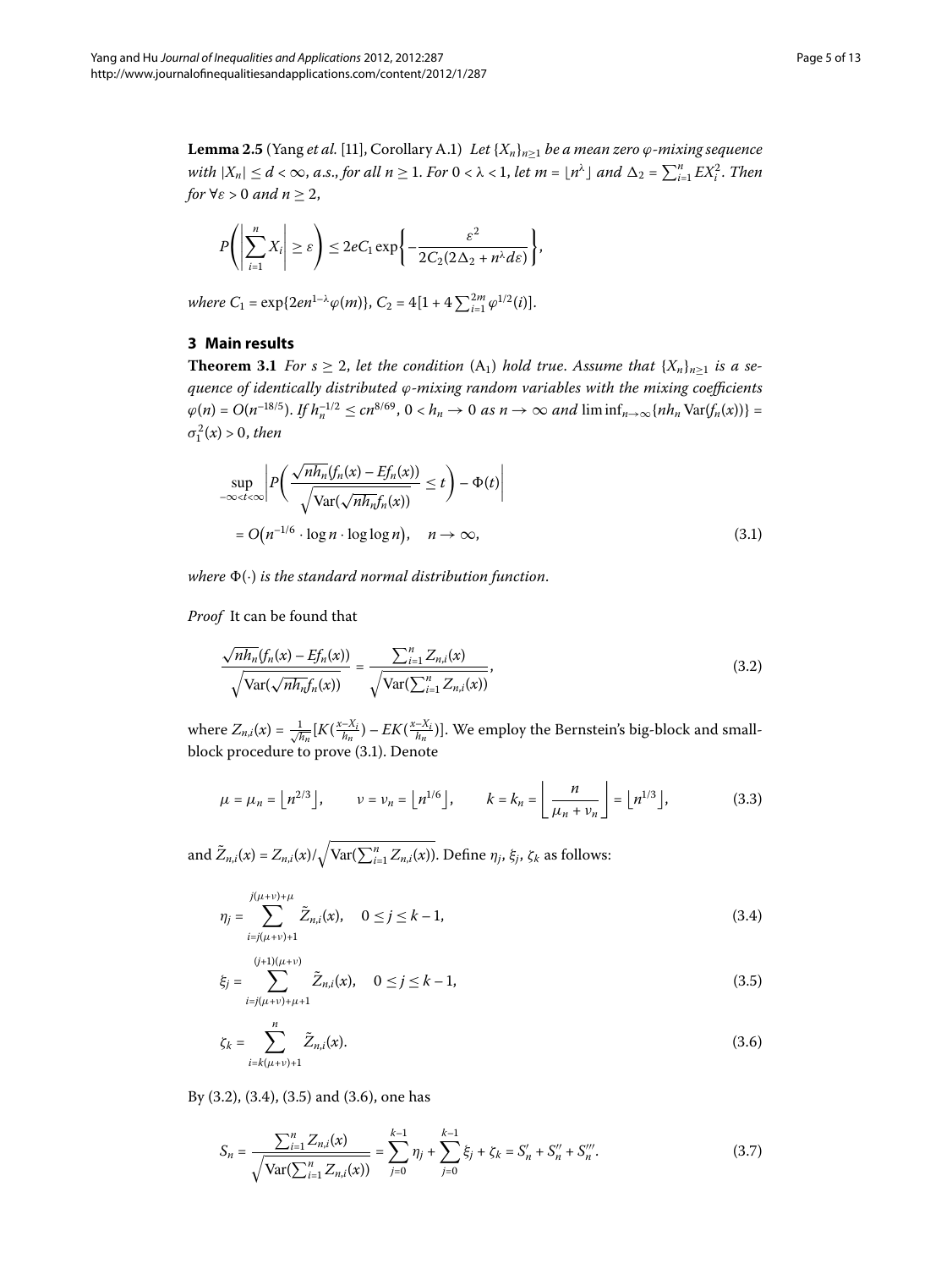**Lemma 2.5** (Yang *et al.* [11], Corollary A.1) *Let* $\{X_n\}_{n\geq 1}$ *be a mean zero* $\varphi$*-mixing sequence with* $|X_n| \leq d < \infty$, *a.s., for all* $n \geq 1$. *For* $0 < \lambda < 1$, *let* $m = \lfloor n^\lambda \rfloor$ *and* $\Delta_2 = \sum_{i=1}^n EX_i^2$. *Then for* $\forall \varepsilon > 0$ *and* $n \geq 2$,

$$P\left(\left|\sum_{i=1}^n X_i\right| \geq \varepsilon\right) \leq 2eC_1 \exp\left\{-\frac{\varepsilon^2}{2C_2(2\Delta_2 + n^\lambda d\varepsilon)}\right\},$$

*where* $C_1 = \exp\{2en^{1-\lambda}\varphi(m)\}$, $C_2 = 4[1 + 4\sum_{i=1}^{2m}\varphi^{1/2}(i)]$.

## 3 Main results

**Theorem 3.1** *For* $s \geq 2$, *let the condition* $(A_1)$ *hold true. Assume that* $\{X_n\}_{n\geq 1}$ *is a sequence of identically distributed* $\varphi$*-mixing random variables with the mixing coefficients* $\varphi(n) = O(n^{-18/5})$. *If* $h_n^{-1/2} \leq cn^{8/69}$, $0 < h_n \to 0$ *as* $n \to \infty$ *and* $\liminf_{n\to\infty}\{nh_n \operatorname{Var}(f_n(x))\} = \sigma_1^2(x) > 0$, *then*

$$\begin{aligned}
&\sup_{-\infty<t<\infty}\left|P\left(\frac{\sqrt{nh_n}(f_n(x) - Ef_n(x))}{\sqrt{\operatorname{Var}(\sqrt{nh_n}f_n(x))}} \leq t\right) - \Phi(t)\right| \\
&\quad = O\left(n^{-1/6} \cdot \log n \cdot \log\log n\right), \quad n \to \infty,
\end{aligned} \tag{3.1}$$

*where* $\Phi(\cdot)$ *is the standard normal distribution function*.

*Proof* It can be found that

$$\frac{\sqrt{nh_n}(f_n(x) - Ef_n(x))}{\sqrt{\operatorname{Var}(\sqrt{nh_n}f_n(x))}} = \frac{\sum_{i=1}^n Z_{n,i}(x)}{\sqrt{\operatorname{Var}(\sum_{i=1}^n Z_{n,i}(x))}}, \tag{3.2}$$

where $Z_{n,i}(x) = \frac{1}{\sqrt{h_n}}[K(\frac{x-X_i}{h_n}) - EK(\frac{x-X_i}{h_n})]$. We employ the Bernstein's big-block and small-block procedure to prove (3.1). Denote

$$\mu = \mu_n = \lfloor n^{2/3} \rfloor, \qquad \nu = \nu_n = \lfloor n^{1/6} \rfloor, \qquad k = k_n = \left\lfloor \frac{n}{\mu_n + \nu_n} \right\rfloor = \lfloor n^{1/3} \rfloor, \tag{3.3}$$

and $\tilde{Z}_{n,i}(x) = Z_{n,i}(x)/\sqrt{\operatorname{Var}(\sum_{i=1}^n Z_{n,i}(x))}$. Define $\eta_j$, $\xi_j$, $\zeta_k$ as follows:

$$\eta_j = \sum_{i=j(\mu+\nu)+1}^{j(\mu+\nu)+\mu} \tilde{Z}_{n,i}(x), \quad 0 \leq j \leq k-1, \tag{3.4}$$

$$\xi_j = \sum_{i=j(\mu+\nu)+\mu+1}^{(j+1)(\mu+\nu)} \tilde{Z}_{n,i}(x), \quad 0 \leq j \leq k-1, \tag{3.5}$$

$$\zeta_k = \sum_{i=k(\mu+\nu)+1}^{n} \tilde{Z}_{n,i}(x). \tag{3.6}$$

By (3.2), (3.4), (3.5) and (3.6), one has

$$S_n = \frac{\sum_{i=1}^n Z_{n,i}(x)}{\sqrt{\operatorname{Var}(\sum_{i=1}^n Z_{n,i}(x))}} = \sum_{j=0}^{k-1}\eta_j + \sum_{j=0}^{k-1}\xi_j + \zeta_k = S_n' + S_n'' + S_n'''. \tag{3.7}$$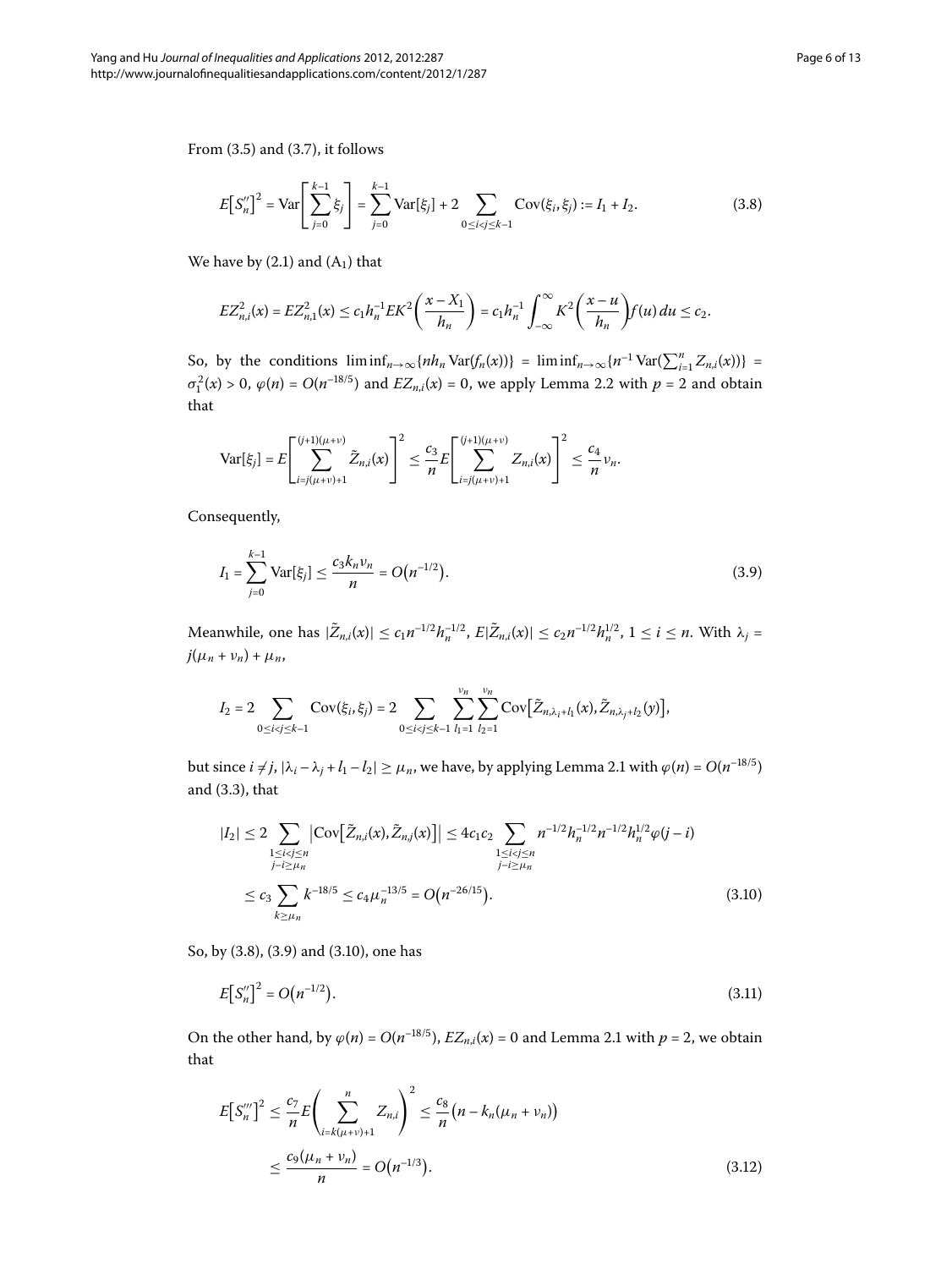From (3.5) and (3.7), it follows

$$E\big[S_n''\big]^2 = \operatorname{Var}\Bigg[\sum_{j=0}^{k-1}\xi_j\Bigg] = \sum_{j=0}^{k-1}\operatorname{Var}[\xi_j] + 2\sum_{0\le i<j\le k-1}\operatorname{Cov}(\xi_i,\xi_j) := I_1 + I_2. \tag{3.8}$$

We have by (2.1) and ($A_1$) that

$$EZ_{n,i}^2(x) = EZ_{n,1}^2(x) \le c_1 h_n^{-1} EK^2\bigg(\frac{x-X_1}{h_n}\bigg) = c_1 h_n^{-1}\int_{-\infty}^{\infty} K^2\bigg(\frac{x-u}{h_n}\bigg) f(u)\,du \le c_2.$$

So, by the conditions $\liminf_{n\to\infty}\{nh_n \operatorname{Var}(f_n(x))\} = \liminf_{n\to\infty}\{n^{-1}\operatorname{Var}(\sum_{i=1}^n Z_{n,i}(x))\} = \sigma_1^2(x) > 0$, $\varphi(n) = O(n^{-18/5})$ and $EZ_{n,i}(x) = 0$, we apply Lemma 2.2 with $p = 2$ and obtain that

$$\operatorname{Var}[\xi_j] = E\Bigg[\sum_{i=j(\mu+\nu)+1}^{(j+1)(\mu+\nu)} \tilde{Z}_{n,i}(x)\Bigg]^2 \le \frac{c_3}{n} E\Bigg[\sum_{i=j(\mu+\nu)+1}^{(j+1)(\mu+\nu)} Z_{n,i}(x)\Bigg]^2 \le \frac{c_4}{n}\nu_n.$$

Consequently,

$$I_1 = \sum_{j=0}^{k-1}\operatorname{Var}[\xi_j] \le \frac{c_3 k_n \nu_n}{n} = O\big(n^{-1/2}\big). \tag{3.9}$$

Meanwhile, one has $|\tilde{Z}_{n,i}(x)| \le c_1 n^{-1/2} h_n^{-1/2}$, $E|\tilde{Z}_{n,i}(x)| \le c_2 n^{-1/2} h_n^{1/2}$, $1 \le i \le n$. With $\lambda_j = j(\mu_n + \nu_n) + \mu_n$,

$$I_2 = 2\sum_{0\le i<j\le k-1}\operatorname{Cov}(\xi_i,\xi_j) = 2\sum_{0\le i<j\le k-1}\sum_{l_1=1}^{\nu_n}\sum_{l_2=1}^{\nu_n}\operatorname{Cov}\big[\tilde{Z}_{n,\lambda_i+l_1}(x), \tilde{Z}_{n,\lambda_j+l_2}(y)\big],$$

but since $i \ne j$, $|\lambda_i - \lambda_j + l_1 - l_2| \ge \mu_n$, we have, by applying Lemma 2.1 with $\varphi(n) = O(n^{-18/5})$ and (3.3), that

$$\begin{aligned}|I_2| &\le 2\sum_{\substack{1\le i<j\le n\\ j-i\ge\mu_n}}\big|\operatorname{Cov}\big[\tilde{Z}_{n,i}(x),\tilde{Z}_{n,j}(x)\big]\big| \le 4c_1c_2\sum_{\substack{1\le i<j\le n\\ j-i\ge\mu_n}} n^{-1/2}h_n^{-1/2}n^{-1/2}h_n^{1/2}\varphi(j-i)\\ &\le c_3\sum_{k\ge\mu_n}k^{-18/5} \le c_4\mu_n^{-13/5} = O\big(n^{-26/15}\big).\end{aligned} \tag{3.10}$$

So, by (3.8), (3.9) and (3.10), one has

$$E\big[S_n''\big]^2 = O\big(n^{-1/2}\big). \tag{3.11}$$

On the other hand, by $\varphi(n) = O(n^{-18/5})$, $EZ_{n,i}(x) = 0$ and Lemma 2.1 with $p = 2$, we obtain that

$$\begin{aligned}E\big[S_n'''\big]^2 &\le \frac{c_7}{n}E\Bigg(\sum_{i=k(\mu+\nu)+1}^{n} Z_{n,i}\Bigg)^2 \le \frac{c_8}{n}\big(n - k_n(\mu_n+\nu_n)\big)\\ &\le \frac{c_9(\mu_n+\nu_n)}{n} = O\big(n^{-1/3}\big).\end{aligned} \tag{3.12}$$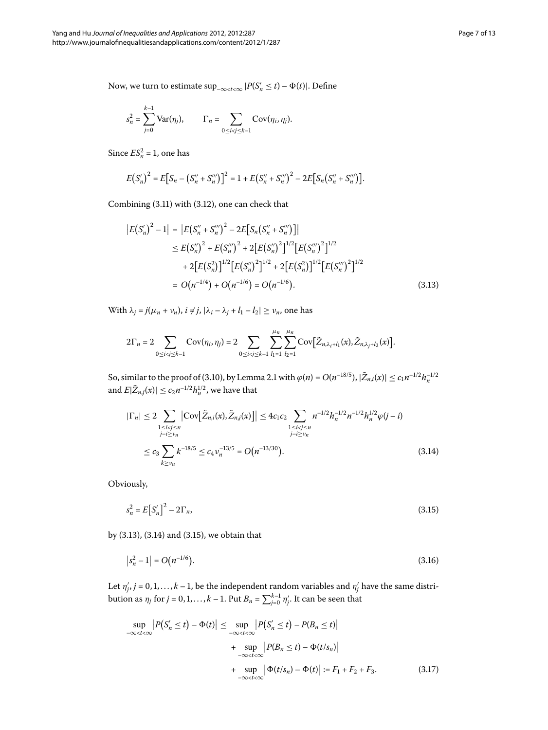Now, we turn to estimate $\sup_{-\infty<t<\infty} |P(S'_n \le t) - \Phi(t)|$. Define

$$s_n^2 = \sum_{j=0}^{k-1} \mathrm{Var}(\eta_j), \qquad \Gamma_n = \sum_{0\le i<j\le k-1} \mathrm{Cov}(\eta_i, \eta_j).$$

Since $ES_n^2 = 1$, one has

$$E(S'_n)^2 = E\big[S_n - (S''_n + S'''_n)\big]^2 = 1 + E(S''_n + S'''_n)^2 - 2E\big[S_n(S''_n + S'''_n)\big].$$

Combining (3.11) with (3.12), one can check that

$$\begin{aligned}
\big|E(S'_n)^2 - 1\big| &= \big|E(S''_n + S'''_n)^2 - 2E\big[S_n(S''_n + S'''_n)\big]\big| \\
&\le E(S''_n)^2 + E(S'''_n)^2 + 2\big[E(S''_n)^2\big]^{1/2}\big[E(S'''_n)^2\big]^{1/2} \\
&\quad + 2\big[E(S_n^2)\big]^{1/2}\big[E(S''_n)^2\big]^{1/2} + 2\big[E(S_n^2)\big]^{1/2}\big[E(S'''_n)^2\big]^{1/2} \\
&= O(n^{-1/4}) + O(n^{-1/6}) = O(n^{-1/6}).
\end{aligned} \tag{3.13}$$

With $\lambda_j = j(\mu_n + \nu_n)$, $i \ne j$, $|\lambda_i - \lambda_j + l_1 - l_2| \ge \nu_n$, one has

$$2\Gamma_n = 2\sum_{0\le i<j\le k-1} \mathrm{Cov}(\eta_i, \eta_j) = 2\sum_{0\le i<j\le k-1} \sum_{l_1=1}^{\mu_n}\sum_{l_2=1}^{\mu_n} \mathrm{Cov}\big[\tilde{Z}_{n,\lambda_i+l_1}(x), \tilde{Z}_{n,\lambda_j+l_2}(x)\big].$$

So, similar to the proof of (3.10), by Lemma 2.1 with $\varphi(n) = O(n^{-18/5})$, $|\tilde{Z}_{n,i}(x)| \le c_1 n^{-1/2} h_n^{-1/2}$ and $E|\tilde{Z}_{n,j}(x)| \le c_2 n^{-1/2} h_n^{1/2}$, we have that

$$\begin{aligned}
|\Gamma_n| &\le 2\sum_{\substack{1\le i<j\le n\\ j-i\ge \nu_n}} \big|\mathrm{Cov}\big[\tilde{Z}_{n,i}(x), \tilde{Z}_{n,j}(x)\big]\big| \le 4c_1c_2 \sum_{\substack{1\le i<j\le n\\ j-i\ge \nu_n}} n^{-1/2}h_n^{-1/2} n^{-1/2} h_n^{1/2}\varphi(j-i) \\
&\le c_3 \sum_{k\ge \nu_n} k^{-18/5} \le c_4 \nu_n^{-13/5} = O(n^{-13/30}).
\end{aligned} \tag{3.14}$$

Obviously,

$$s_n^2 = E\big[S'_n\big]^2 - 2\Gamma_n, \tag{3.15}$$

by (3.13), (3.14) and (3.15), we obtain that

$$\big|s_n^2 - 1\big| = O(n^{-1/6}). \tag{3.16}$$

Let $\eta'_j$, $j = 0, 1, \ldots, k-1$, be the independent random variables and $\eta'_j$ have the same distribution as $\eta_j$ for $j = 0, 1, \ldots, k-1$. Put $B_n = \sum_{j=0}^{k-1} \eta'_j$. It can be seen that

$$\begin{aligned}
\sup_{-\infty<t<\infty} \big|P(S'_n \le t) - \Phi(t)\big| &\le \sup_{-\infty<t<\infty} \big|P(S'_n \le t) - P(B_n \le t)\big| \\
&\quad + \sup_{-\infty<t<\infty} \big|P(B_n \le t) - \Phi(t/s_n)\big| \\
&\quad + \sup_{-\infty<t<\infty} \big|\Phi(t/s_n) - \Phi(t)\big| := F_1 + F_2 + F_3.
\end{aligned} \tag{3.17}$$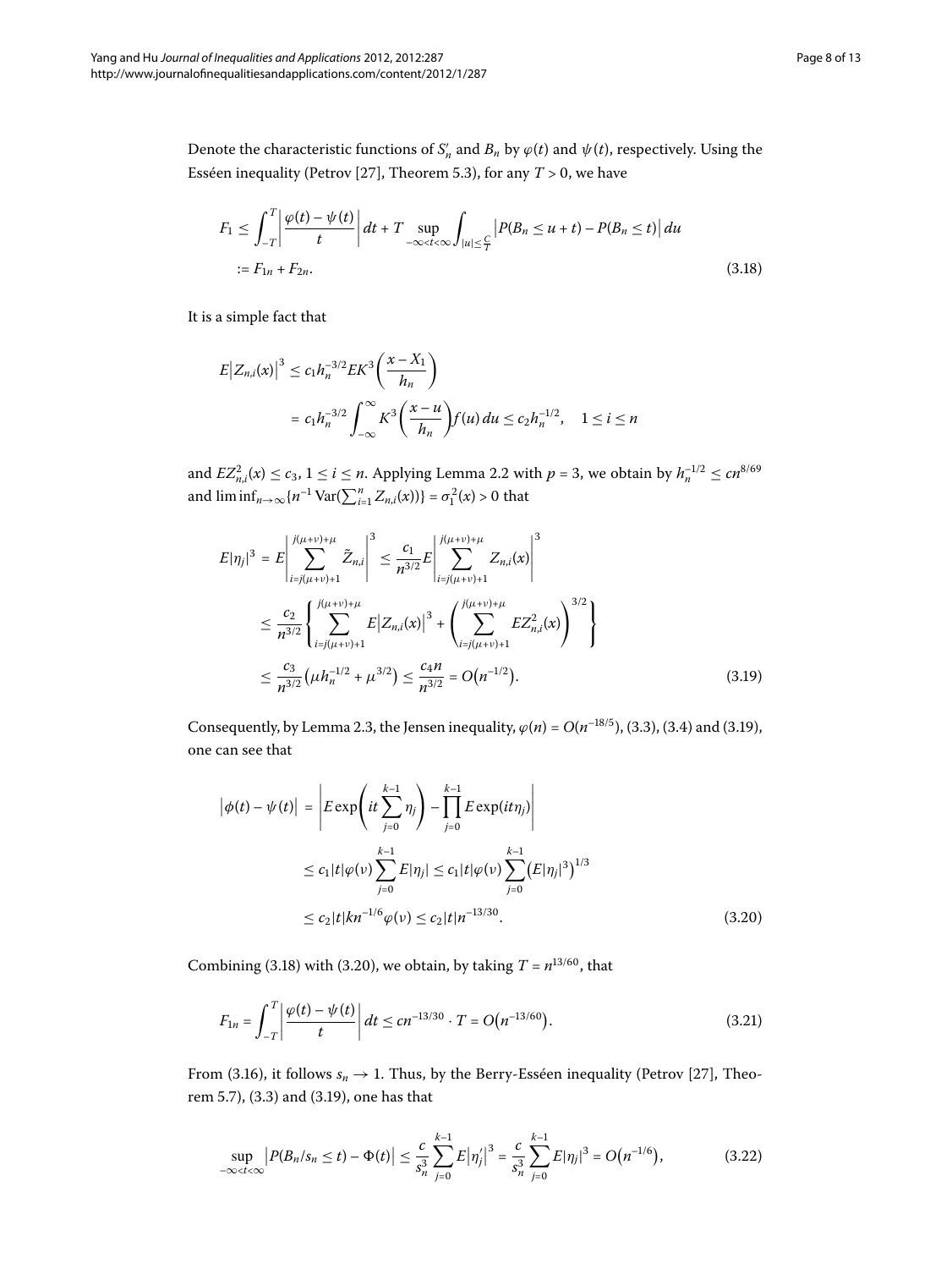Denote the characteristic functions of $S_n'$ and $B_n$ by $\varphi(t)$ and $\psi(t)$, respectively. Using the Esséen inequality (Petrov [27], Theorem 5.3), for any $T > 0$, we have

$$
\begin{aligned}
F_1 &\leq \int_{-T}^{T} \left| \frac{\varphi(t) - \psi(t)}{t} \right| dt + T \sup_{-\infty < t < \infty} \int_{|u| \leq \frac{C}{T}} \left| P(B_n \leq u + t) - P(B_n \leq t) \right| du \\
&:= F_{1n} + F_{2n}.
\end{aligned}
\tag{3.18}
$$

It is a simple fact that

$$
\begin{aligned}
E\left|Z_{n,i}(x)\right|^3 &\leq c_1 h_n^{-3/2} E K^3\left(\frac{x - X_1}{h_n}\right) \\
&= c_1 h_n^{-3/2} \int_{-\infty}^{\infty} K^3\left(\frac{x-u}{h_n}\right) f(u)\, du \leq c_2 h_n^{-1/2}, \quad 1 \leq i \leq n
\end{aligned}
$$

and $EZ_{n,i}^2(x) \leq c_3$, $1 \leq i \leq n$. Applying Lemma 2.2 with $p = 3$, we obtain by $h_n^{-1/2} \leq cn^{8/69}$ and $\liminf_{n\to\infty}\{n^{-1}\operatorname{Var}(\sum_{i=1}^n Z_{n,i}(x))\} = \sigma_1^2(x) > 0$ that

$$
\begin{aligned}
E|\eta_j|^3 &= E\left|\sum_{i=j(\mu+\nu)+1}^{j(\mu+\nu)+\mu} \tilde{Z}_{n,i}\right|^3 \leq \frac{c_1}{n^{3/2}} E\left|\sum_{i=j(\mu+\nu)+1}^{j(\mu+\nu)+\mu} Z_{n,i}(x)\right|^3 \\
&\leq \frac{c_2}{n^{3/2}} \left\{ \sum_{i=j(\mu+\nu)+1}^{j(\mu+\nu)+\mu} E\left|Z_{n,i}(x)\right|^3 + \left( \sum_{i=j(\mu+\nu)+1}^{j(\mu+\nu)+\mu} EZ_{n,i}^2(x) \right)^{3/2} \right\} \\
&\leq \frac{c_3}{n^{3/2}} \left( \mu h_n^{-1/2} + \mu^{3/2} \right) \leq \frac{c_4 n}{n^{3/2}} = O\left(n^{-1/2}\right).
\end{aligned}
\tag{3.19}
$$

Consequently, by Lemma 2.3, the Jensen inequality, $\varphi(n) = O(n^{-18/5})$, (3.3), (3.4) and (3.19), one can see that

$$
\begin{aligned}
\left|\phi(t) - \psi(t)\right| &= \left| E\exp\left(it\sum_{j=0}^{k-1}\eta_j\right) - \prod_{j=0}^{k-1} E\exp(it\eta_j) \right| \\
&\leq c_1 |t| \varphi(\nu) \sum_{j=0}^{k-1} E|\eta_j| \leq c_1 |t| \varphi(\nu) \sum_{j=0}^{k-1} \left(E|\eta_j|^3\right)^{1/3} \\
&\leq c_2 |t| k n^{-1/6} \varphi(\nu) \leq c_2 |t| n^{-13/30}.
\end{aligned}
\tag{3.20}
$$

Combining (3.18) with (3.20), we obtain, by taking $T = n^{13/60}$, that

$$
F_{1n} = \int_{-T}^{T} \left| \frac{\varphi(t) - \psi(t)}{t} \right| dt \leq cn^{-13/30} \cdot T = O\left(n^{-13/60}\right).
\tag{3.21}
$$

From (3.16), it follows $s_n \to 1$. Thus, by the Berry-Esséen inequality (Petrov [27], Theorem 5.7), (3.3) and (3.19), one has that

$$
\sup_{-\infty < t < \infty} \left| P(B_n / s_n \leq t) - \Phi(t) \right| \leq \frac{c}{s_n^3} \sum_{j=0}^{k-1} E\left|\eta_j'\right|^3 = \frac{c}{s_n^3} \sum_{j=0}^{k-1} E|\eta_j|^3 = O\left(n^{-1/6}\right),
\tag{3.22}
$$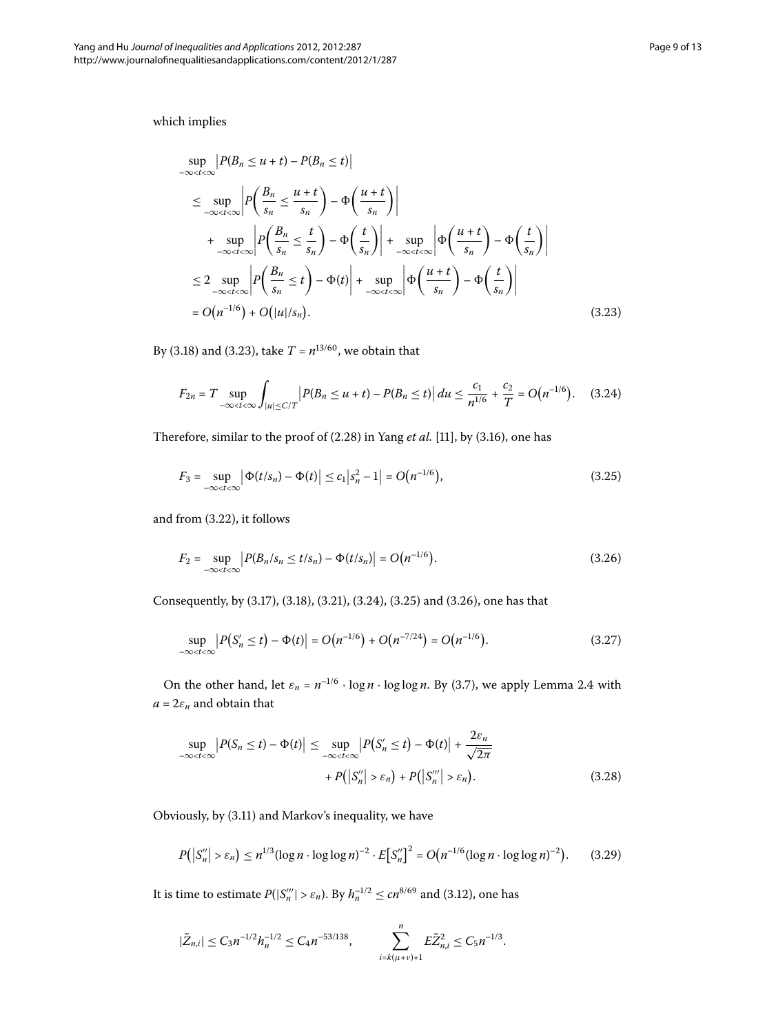which implies

$$
\begin{aligned}
&\sup_{-\infty<t<\infty}\left|P(B_n \le u+t) - P(B_n \le t)\right| \\
&\quad \le \sup_{-\infty<t<\infty}\left|P\left(\frac{B_n}{s_n} \le \frac{u+t}{s_n}\right) - \Phi\left(\frac{u+t}{s_n}\right)\right| \\
&\qquad + \sup_{-\infty<t<\infty}\left|P\left(\frac{B_n}{s_n} \le \frac{t}{s_n}\right) - \Phi\left(\frac{t}{s_n}\right)\right| + \sup_{-\infty<t<\infty}\left|\Phi\left(\frac{u+t}{s_n}\right) - \Phi\left(\frac{t}{s_n}\right)\right| \\
&\quad \le 2\sup_{-\infty<t<\infty}\left|P\left(\frac{B_n}{s_n} \le t\right) - \Phi(t)\right| + \sup_{-\infty<t<\infty}\left|\Phi\left(\frac{u+t}{s_n}\right) - \Phi\left(\frac{t}{s_n}\right)\right| \\
&\quad = O\left(n^{-1/6}\right) + O\left(|u|/s_n\right).
\end{aligned}
\tag{3.23}
$$

By (3.18) and (3.23), take $T = n^{13/60}$, we obtain that

$$
F_{2n} = T\sup_{-\infty<t<\infty}\int_{|u|\le C/T}\left|P(B_n \le u+t) - P(B_n \le t)\right|du \le \frac{c_1}{n^{1/6}} + \frac{c_2}{T} = O\left(n^{-1/6}\right). \tag{3.24}
$$

Therefore, similar to the proof of (2.28) in Yang *et al.* [11], by (3.16), one has

$$
F_3 = \sup_{-\infty<t<\infty}\left|\Phi(t/s_n) - \Phi(t)\right| \le c_1\left|s_n^2 - 1\right| = O\left(n^{-1/6}\right), \tag{3.25}
$$

and from (3.22), it follows

$$
F_2 = \sup_{-\infty<t<\infty}\left|P(B_n/s_n \le t/s_n) - \Phi(t/s_n)\right| = O\left(n^{-1/6}\right). \tag{3.26}
$$

Consequently, by (3.17), (3.18), (3.21), (3.24), (3.25) and (3.26), one has that

$$
\sup_{-\infty<t<\infty}\left|P\left(S_n' \le t\right) - \Phi(t)\right| = O\left(n^{-1/6}\right) + O\left(n^{-7/24}\right) = O\left(n^{-1/6}\right). \tag{3.27}
$$

On the other hand, let $\varepsilon_n = n^{-1/6} \cdot \log n \cdot \log\log n$. By (3.7), we apply Lemma 2.4 with $a = 2\varepsilon_n$ and obtain that

$$
\begin{aligned}
\sup_{-\infty<t<\infty}\left|P(S_n \le t) - \Phi(t)\right| \le{}& \sup_{-\infty<t<\infty}\left|P\left(S_n' \le t\right) - \Phi(t)\right| + \frac{2\varepsilon_n}{\sqrt{2\pi}} \\
&+ P\left(\left|S_n''\right| > \varepsilon_n\right) + P\left(\left|S_n'''\right| > \varepsilon_n\right).
\end{aligned}
\tag{3.28}
$$

Obviously, by (3.11) and Markov's inequality, we have

$$
P\left(\left|S_n''\right| > \varepsilon_n\right) \le n^{1/3}(\log n \cdot \log\log n)^{-2} \cdot E\left[S_n''\right]^2 = O\left(n^{-1/6}(\log n \cdot \log\log n)^{-2}\right). \tag{3.29}
$$

It is time to estimate $P(|S_n'''| > \varepsilon_n)$. By $h_n^{-1/2} \le cn^{8/69}$ and (3.12), one has

$$
|\tilde{Z}_{n,i}| \le C_3 n^{-1/2}h_n^{-1/2} \le C_4 n^{-53/138}, \qquad \sum_{i=k(\mu+\nu)+1}^{n} E\tilde{Z}_{n,i}^2 \le C_5 n^{-1/3}.
$$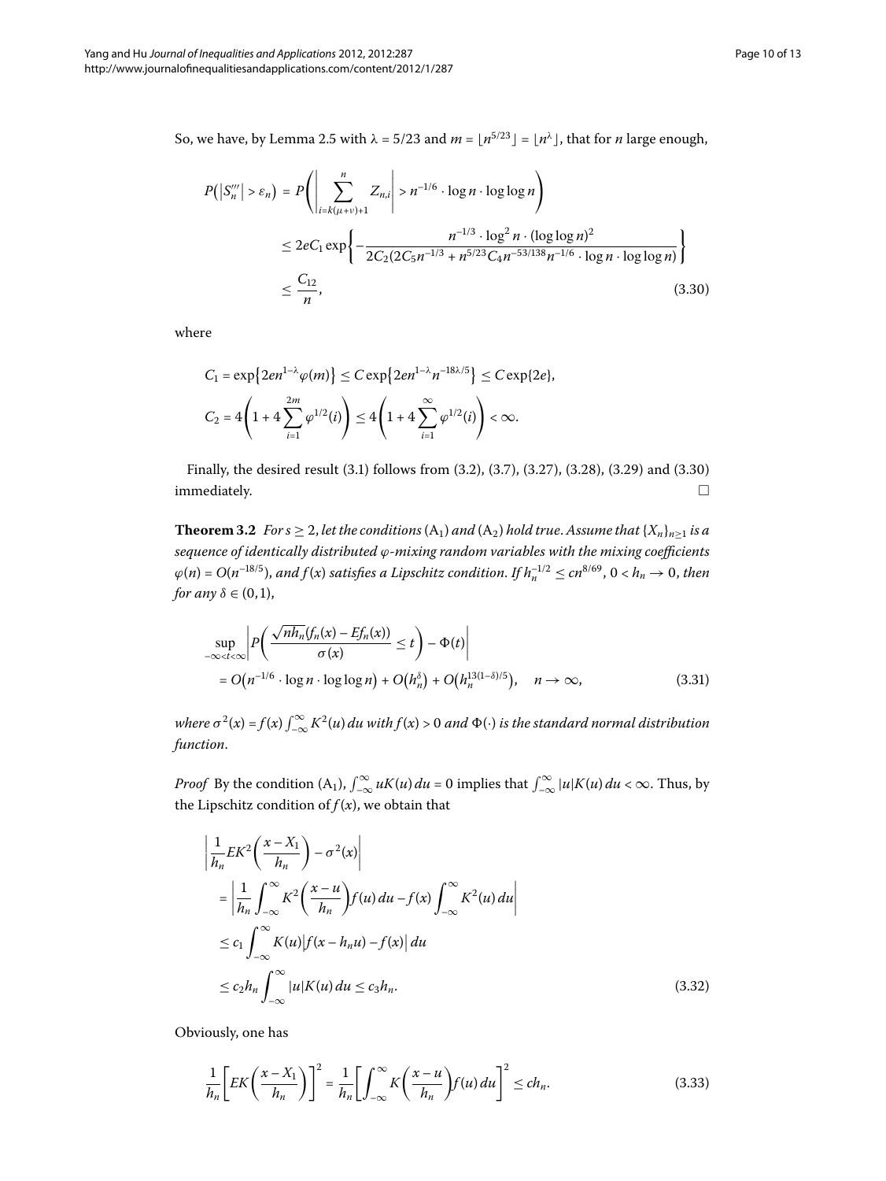So, we have, by Lemma 2.5 with $\lambda = 5/23$ and $m = \lfloor n^{5/23} \rfloor = \lfloor n^{\lambda} \rfloor$, that for $n$ large enough,

$$
\begin{aligned}
P\big(|S_n'''| > \varepsilon_n\big) &= P\left( \left| \sum_{i=k(\mu+\nu)+1}^{n} Z_{n,i} \right| > n^{-1/6} \cdot \log n \cdot \log\log n \right) \\
&\le 2eC_1 \exp\left\{ -\frac{n^{-1/3} \cdot \log^2 n \cdot (\log\log n)^2}{2C_2(2C_5 n^{-1/3} + n^{5/23} C_4 n^{-53/138} n^{-1/6} \cdot \log n \cdot \log\log n)} \right\} \\
&\le \frac{C_{12}}{n},
\end{aligned}
\tag{3.30}
$$

where

$$
\begin{aligned}
C_1 &= \exp\big\{2en^{1-\lambda}\varphi(m)\big\} \le C\exp\big\{2en^{1-\lambda}n^{-18\lambda/5}\big\} \le C\exp\{2e\}, \\
C_2 &= 4\left(1 + 4\sum_{i=1}^{2m} \varphi^{1/2}(i)\right) \le 4\left(1 + 4\sum_{i=1}^{\infty} \varphi^{1/2}(i)\right) < \infty.
\end{aligned}
$$

Finally, the desired result (3.1) follows from (3.2), (3.7), (3.27), (3.28), (3.29) and (3.30) immediately. □

**Theorem 3.2** *For $s \ge 2$, let the conditions $(A_1)$ and $(A_2)$ hold true. Assume that $\{X_n\}_{n\ge1}$ is a sequence of identically distributed $\varphi$-mixing random variables with the mixing coefficients $\varphi(n) = O(n^{-18/5})$, and $f(x)$ satisfies a Lipschitz condition. If $h_n^{-1/2} \le cn^{8/69}$, $0 < h_n \to 0$, then for any $\delta \in (0,1)$,*

$$
\begin{aligned}
&\sup_{-\infty<t<\infty} \left| P\left( \frac{\sqrt{nh_n}(f_n(x) - Ef_n(x))}{\sigma(x)} \le t \right) - \Phi(t) \right| \\
&\quad = O\big(n^{-1/6} \cdot \log n \cdot \log\log n\big) + O\big(h_n^{\delta}\big) + O\big(h_n^{13(1-\delta)/5}\big), \quad n \to \infty,
\end{aligned}
\tag{3.31}
$$

*where $\sigma^2(x) = f(x)\int_{-\infty}^{\infty} K^2(u)\,du$ with $f(x) > 0$ and $\Phi(\cdot)$ is the standard normal distribution function.*

*Proof* By the condition $(A_1)$, $\int_{-\infty}^{\infty} uK(u)\,du = 0$ implies that $\int_{-\infty}^{\infty} |u|K(u)\,du < \infty$. Thus, by the Lipschitz condition of $f(x)$, we obtain that

$$
\begin{aligned}
&\left| \frac{1}{h_n} EK^2\left(\frac{x - X_1}{h_n}\right) - \sigma^2(x) \right| \\
&\quad = \left| \frac{1}{h_n} \int_{-\infty}^{\infty} K^2\left(\frac{x-u}{h_n}\right) f(u)\,du - f(x)\int_{-\infty}^{\infty} K^2(u)\,du \right| \\
&\quad \le c_1 \int_{-\infty}^{\infty} K(u) \big| f(x - h_n u) - f(x) \big|\,du \\
&\quad \le c_2 h_n \int_{-\infty}^{\infty} |u|K(u)\,du \le c_3 h_n.
\end{aligned}
\tag{3.32}
$$

Obviously, one has

$$
\frac{1}{h_n}\left[ EK\left(\frac{x - X_1}{h_n}\right) \right]^2 = \frac{1}{h_n}\left[ \int_{-\infty}^{\infty} K\left(\frac{x-u}{h_n}\right) f(u)\,du \right]^2 \le ch_n.
\tag{3.33}
$$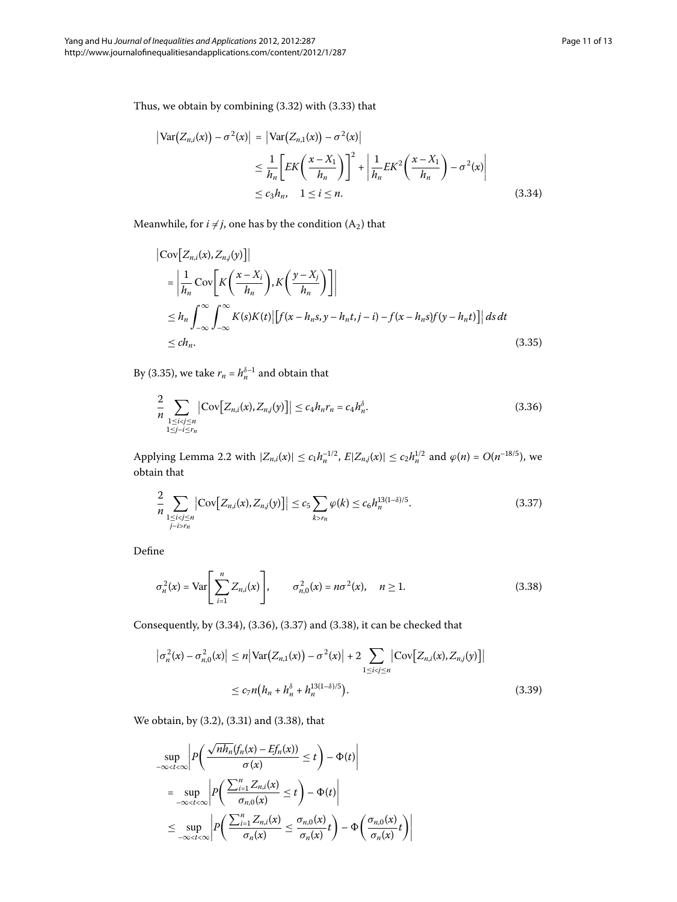Thus, we obtain by combining (3.32) with (3.33) that

$$
\begin{aligned}
\left|\operatorname{Var}\big(Z_{n,i}(x)\big)-\sigma^2(x)\right| &= \left|\operatorname{Var}\big(Z_{n,1}(x)\big)-\sigma^2(x)\right| \\
&\le \frac{1}{h_n}\left[EK\left(\frac{x-X_1}{h_n}\right)\right]^2+\left|\frac{1}{h_n}EK^2\left(\frac{x-X_1}{h_n}\right)-\sigma^2(x)\right| \\
&\le c_3h_n, \quad 1\le i\le n. 
\end{aligned}
\tag{3.34}
$$

Meanwhile, for $i\neq j$, one has by the condition $(A_2)$ that

$$
\begin{aligned}
&\left|\operatorname{Cov}\big[Z_{n,i}(x),Z_{n,j}(y)\big]\right| \\
&\quad=\left|\frac{1}{h_n}\operatorname{Cov}\left[K\left(\frac{x-X_i}{h_n}\right),K\left(\frac{y-X_j}{h_n}\right)\right]\right| \\
&\quad\le h_n\int_{-\infty}^{\infty}\int_{-\infty}^{\infty}K(s)K(t)\left|\big[f(x-h_ns,y-h_nt,j-i)-f(x-h_ns)f(y-h_nt)\big]\right|\,ds\,dt \\
&\quad\le ch_n.
\end{aligned}
\tag{3.35}
$$

By (3.35), we take $r_n=h_n^{\delta-1}$ and obtain that

$$
\frac{2}{n}\sum_{\substack{1\le i<j\le n\\ 1\le j-i\le r_n}}\left|\operatorname{Cov}\big[Z_{n,i}(x),Z_{n,j}(y)\big]\right|\le c_4h_nr_n=c_4h_n^{\delta}. \tag{3.36}
$$

Applying Lemma 2.2 with $|Z_{n,i}(x)|\le c_1h_n^{-1/2}$, $E|Z_{n,j}(x)|\le c_2h_n^{1/2}$ and $\varphi(n)=O(n^{-18/5})$, we obtain that

$$
\frac{2}{n}\sum_{\substack{1\le i<j\le n\\ j-i>r_n}}\left|\operatorname{Cov}\big[Z_{n,i}(x),Z_{n,j}(y)\big]\right|\le c_5\sum_{k>r_n}\varphi(k)\le c_6h_n^{13(1-\delta)/5}. \tag{3.37}
$$

Define

$$
\sigma_n^2(x)=\operatorname{Var}\left[\sum_{i=1}^n Z_{n,i}(x)\right],\qquad \sigma_{n,0}^2(x)=n\sigma^2(x),\quad n\ge 1. \tag{3.38}
$$

Consequently, by (3.34), (3.36), (3.37) and (3.38), it can be checked that

$$
\begin{aligned}
\left|\sigma_n^2(x)-\sigma_{n,0}^2(x)\right| &\le n\left|\operatorname{Var}\big(Z_{n,1}(x)\big)-\sigma^2(x)\right|+2\sum_{1\le i<j\le n}\left|\operatorname{Cov}\big[Z_{n,i}(x),Z_{n,j}(y)\big]\right| \\
&\le c_7n\big(h_n+h_n^{\delta}+h_n^{13(1-\delta)/5}\big).
\end{aligned}
\tag{3.39}
$$

We obtain, by (3.2), (3.31) and (3.38), that

$$
\begin{aligned}
&\sup_{-\infty<t<\infty}\left|P\left(\frac{\sqrt{nh_n}(f_n(x)-Ef_n(x))}{\sigma(x)}\le t\right)-\Phi(t)\right| \\
&\quad=\sup_{-\infty<t<\infty}\left|P\left(\frac{\sum_{i=1}^n Z_{n,i}(x)}{\sigma_{n,0}(x)}\le t\right)-\Phi(t)\right| \\
&\quad\le\sup_{-\infty<t<\infty}\left|P\left(\frac{\sum_{i=1}^n Z_{n,i}(x)}{\sigma_n(x)}\le\frac{\sigma_{n,0}(x)}{\sigma_n(x)}t\right)-\Phi\left(\frac{\sigma_{n,0}(x)}{\sigma_n(x)}t\right)\right|
\end{aligned}
$$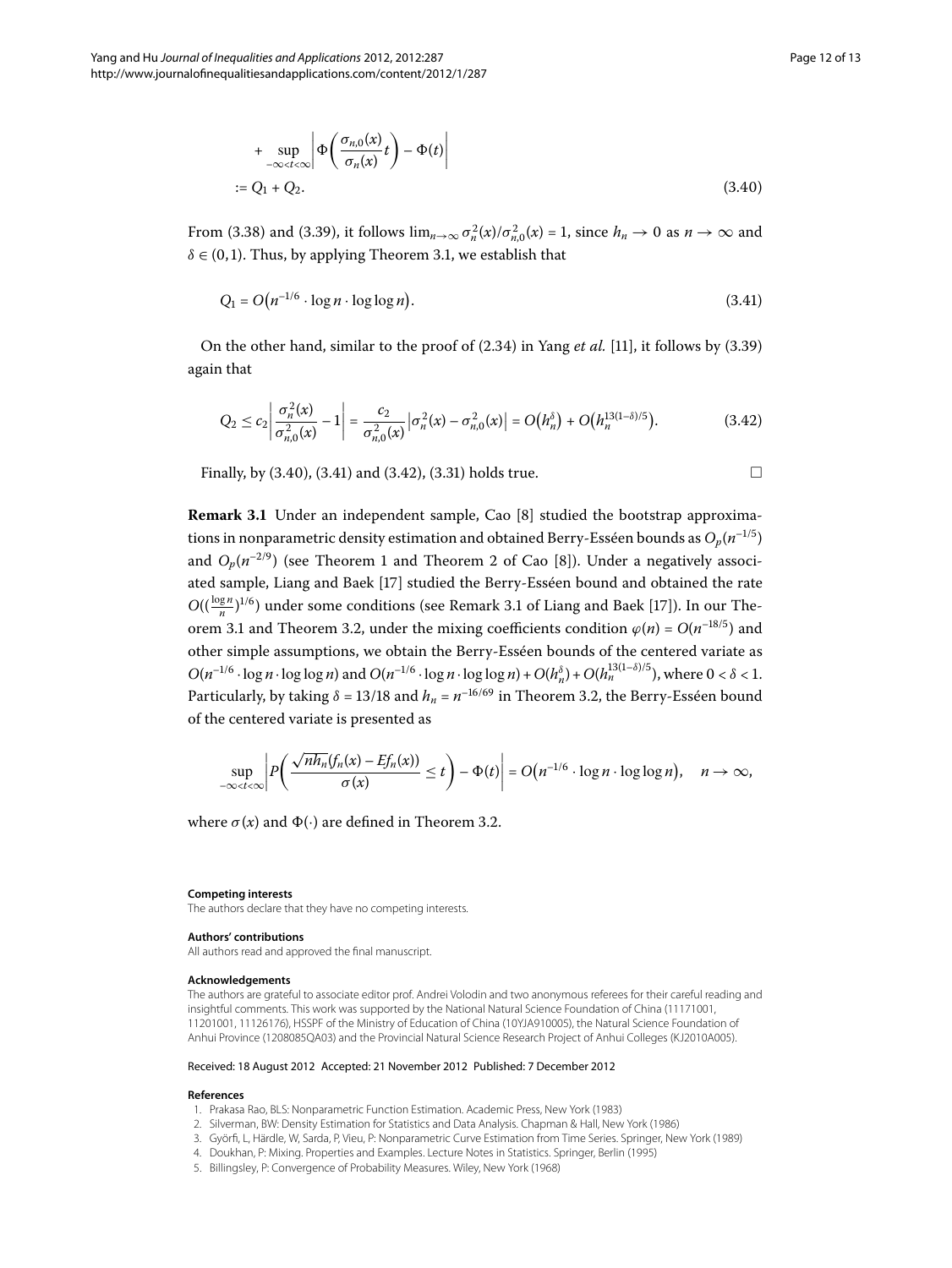$$
\begin{aligned}
&+\sup_{-\infty<t<\infty}\left|\Phi\left(\frac{\sigma_{n,0}(x)}{\sigma_n(x)}t\right)-\Phi(t)\right| \\
&:= Q_1 + Q_2.
\end{aligned}
\tag{3.40}
$$

From (3.38) and (3.39), it follows $\lim_{n\to\infty}\sigma_n^2(x)/\sigma_{n,0}^2(x) = 1$, since $h_n \to 0$ as $n\to\infty$ and $\delta\in(0,1)$. Thus, by applying Theorem 3.1, we establish that

$$
Q_1 = O\big(n^{-1/6}\cdot\log n\cdot\log\log n\big). \tag{3.41}
$$

On the other hand, similar to the proof of (2.34) in Yang *et al.* [11], it follows by (3.39) again that

$$
Q_2 \le c_2\left|\frac{\sigma_n^2(x)}{\sigma_{n,0}^2(x)}-1\right| = \frac{c_2}{\sigma_{n,0}^2(x)}\left|\sigma_n^2(x)-\sigma_{n,0}^2(x)\right| = O\big(h_n^{\delta}\big)+O\big(h_n^{13(1-\delta)/5}\big). \tag{3.42}
$$

Finally, by (3.40), (3.41) and (3.42), (3.31) holds true. □

**Remark 3.1** Under an independent sample, Cao [8] studied the bootstrap approximations in nonparametric density estimation and obtained Berry-Esséen bounds as $O_p(n^{-1/5})$ and $O_p(n^{-2/9})$ (see Theorem 1 and Theorem 2 of Cao [8]). Under a negatively associated sample, Liang and Baek [17] studied the Berry-Esséen bound and obtained the rate $O((\frac{\log n}{n})^{1/6})$ under some conditions (see Remark 3.1 of Liang and Baek [17]). In our Theorem 3.1 and Theorem 3.2, under the mixing coefficients condition $\varphi(n) = O(n^{-18/5})$ and other simple assumptions, we obtain the Berry-Esséen bounds of the centered variate as $O(n^{-1/6}\cdot\log n\cdot\log\log n)$ and $O(n^{-1/6}\cdot\log n\cdot\log\log n)+O(h_n^{\delta})+O(h_n^{13(1-\delta)/5})$, where $0<\delta<1$. Particularly, by taking $\delta = 13/18$ and $h_n = n^{-16/69}$ in Theorem 3.2, the Berry-Esséen bound of the centered variate is presented as

$$
\sup_{-\infty<t<\infty}\left|P\left(\frac{\sqrt{nh_n}(f_n(x)-Ef_n(x))}{\sigma(x)}\le t\right)-\Phi(t)\right| = O\big(n^{-1/6}\cdot\log n\cdot\log\log n\big),\quad n\to\infty,
$$

where $\sigma(x)$ and $\Phi(\cdot)$ are defined in Theorem 3.2.

#### Competing interests

The authors declare that they have no competing interests.

#### Authors' contributions

All authors read and approved the final manuscript.

#### Acknowledgements

The authors are grateful to associate editor prof. Andrei Volodin and two anonymous referees for their careful reading and insightful comments. This work was supported by the National Natural Science Foundation of China (11171001, 11201001, 11126176), HSSPF of the Ministry of Education of China (10YJA910005), the Natural Science Foundation of Anhui Province (1208085QA03) and the Provincial Natural Science Research Project of Anhui Colleges (KJ2010A005).

Received: 18 August 2012 Accepted: 21 November 2012 Published: 7 December 2012

#### References

1. Prakasa Rao, BLS: Nonparametric Function Estimation. Academic Press, New York (1983)
2. Silverman, BW: Density Estimation for Statistics and Data Analysis. Chapman & Hall, New York (1986)
3. Györfi, L, Härdle, W, Sarda, P, Vieu, P: Nonparametric Curve Estimation from Time Series. Springer, New York (1989)
4. Doukhan, P: Mixing. Properties and Examples. Lecture Notes in Statistics. Springer, Berlin (1995)
5. Billingsley, P: Convergence of Probability Measures. Wiley, New York (1968)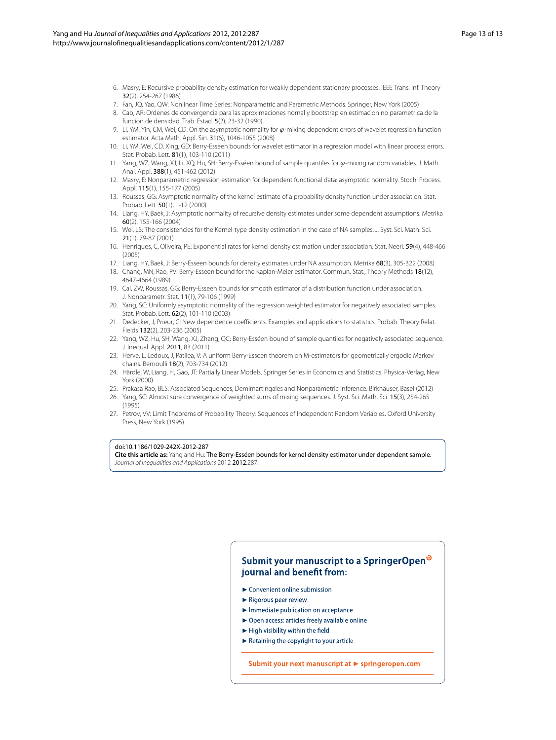6. Masry, E: Recursive probability density estimation for weakly dependent stationary processes. IEEE Trans. Inf. Theory **32**(2), 254-267 (1986)
7. Fan, JQ, Yao, QW: Nonlinear Time Series: Nonparametric and Parametric Methods. Springer, New York (2005)
8. Cao, AR: Ordenes de convergencia para las aproximaciones nornal y bootstrap en estimacion no parametrica de la funcion de densidad. Trab. Estad. **5**(2), 23-32 (1990)
9. Li, YM, Yin, CM, Wei, CD: On the asymptotic normality for $\varphi$-mixing dependent errors of wavelet regression function estimator. Acta Math. Appl. Sin. **31**(6), 1046-1055 (2008)
10. Li, YM, Wei, CD, Xing, GD: Berry-Esseen bounds for wavelet estimator in a regression model with linear process errors. Stat. Probab. Lett. **81**(1), 103-110 (2011)
11. Yang, WZ, Wang, XJ, Li, XQ, Hu, SH: Berry-Esséen bound of sample quantiles for $\varphi$-mixing random variables. J. Math. Anal. Appl. **388**(1), 451-462 (2012)
12. Masry, E: Nonparametric regression estimation for dependent functional data: asymptotic normality. Stoch. Process. Appl. **115**(1), 155-177 (2005)
13. Roussas, GG: Asymptotic normality of the kernel estimate of a probability density function under association. Stat. Probab. Lett. **50**(1), 1-12 (2000)
14. Liang, HY, Baek, J: Asymptotic normality of recursive density estimates under some dependent assumptions. Metrika **60**(2), 155-166 (2004)
15. Wei, LS: The consistencies for the Kernel-type density estimation in the case of NA samples. J. Syst. Sci. Math. Sci. **21**(1), 79-87 (2001)
16. Henriques, C, Oliveira, PE: Exponential rates for kernel density estimation under association. Stat. Neerl. **59**(4), 448-466 (2005)
17. Liang, HY, Baek, J: Berry-Esseen bounds for density estimates under NA assumption. Metrika **68**(3), 305-322 (2008)
18. Chang, MN, Rao, PV: Berry-Esseen bound for the Kaplan-Meier estimator. Commun. Stat., Theory Methods **18**(12), 4647-4664 (1989)
19. Cai, ZW, Roussas, GG: Berry-Esseen bounds for smooth estimator of a distribution function under association. J. Nonparametr. Stat. **11**(1), 79-106 (1999)
20. Yang, SC: Uniformly asymptotic normality of the regression weighted estimator for negatively associated samples. Stat. Probab. Lett. **62**(2), 101-110 (2003)
21. Dedecker, J, Prieur, C: New dependence coefficients. Examples and applications to statistics. Probab. Theory Relat. Fields **132**(2), 203-236 (2005)
22. Yang, WZ, Hu, SH, Wang, XJ, Zhang, QC: Berry-Esséen bound of sample quantiles for negatively associated sequence. J. Inequal. Appl. **2011**, 83 (2011)
23. Herve, L, Ledoux, J, Patilea, V: A uniform Berry-Esseen theorem on M-estimators for geometrically ergodic Markov chains. Bernoulli **18**(2), 703-734 (2012)
24. Härdle, W, Liang, H, Gao, JT: Partially Linear Models. Springer Series in Economics and Statistics. Physica-Verlag, New York (2000)
25. Prakasa Rao, BLS: Associated Sequences, Demimartingales and Nonparametric Inference. Birkhäuser, Basel (2012)
26. Yang, SC: Almost sure convergence of weighted sums of mixing sequences. J. Syst. Sci. Math. Sci. **15**(3), 254-265 (1995)
27. Petrov, VV: Limit Theorems of Probability Theory: Sequences of Independent Random Variables. Oxford University Press, New York (1995)

doi:10.1186/1029-242X-2012-287
**Cite this article as:** Yang and Hu: The Berry-Esséen bounds for kernel density estimator under dependent sample. *Journal of Inequalities and Applications* 2012 **2012**:287.

**Submit your manuscript to a SpringerOpen journal and benefit from:**

- ► Convenient online submission
- ► Rigorous peer review
- ► Immediate publication on acceptance
- ► Open access: articles freely available online
- ► High visibility within the field
- ► Retaining the copyright to your article

**Submit your next manuscript at ► springeropen.com**